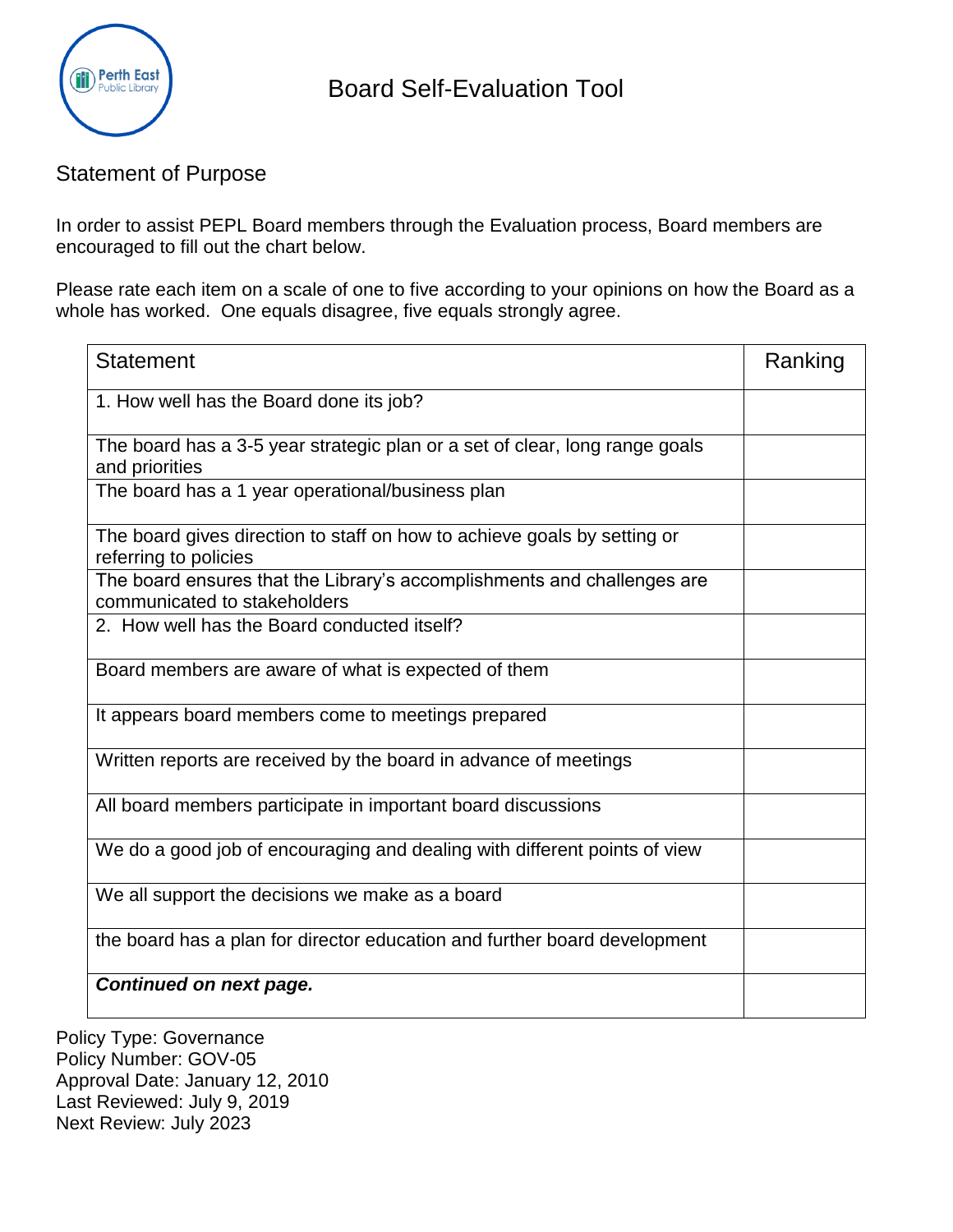# Board Self-Evaluation Tool

## Statement of Purpose

In order to assist PEPL Board members through the Evaluation process, Board members are encouraged to fill out the chart below.

Please rate each item on a scale of one to five according to your opinions on how the Board as a whole has worked. One equals disagree, five equals strongly agree.

| Statement | Ranking |
|---|---|
| 1. How well has the Board done its job? | |
| The board has a 3-5 year strategic plan or a set of clear, long range goals and priorities | |
| The board has a 1 year operational/business plan | |
| The board gives direction to staff on how to achieve goals by setting or referring to policies | |
| The board ensures that the Library's accomplishments and challenges are communicated to stakeholders | |
| 2. How well has the Board conducted itself? | |
| Board members are aware of what is expected of them | |
| It appears board members come to meetings prepared | |
| Written reports are received by the board in advance of meetings | |
| All board members participate in important board discussions | |
| We do a good job of encouraging and dealing with different points of view | |
| We all support the decisions we make as a board | |
| the board has a plan for director education and further board development | |
| ***Continued on next page.*** | |

Policy Type: Governance
Policy Number: GOV-05
Approval Date: January 12, 2010
Last Reviewed: July 9, 2019
Next Review: July 2023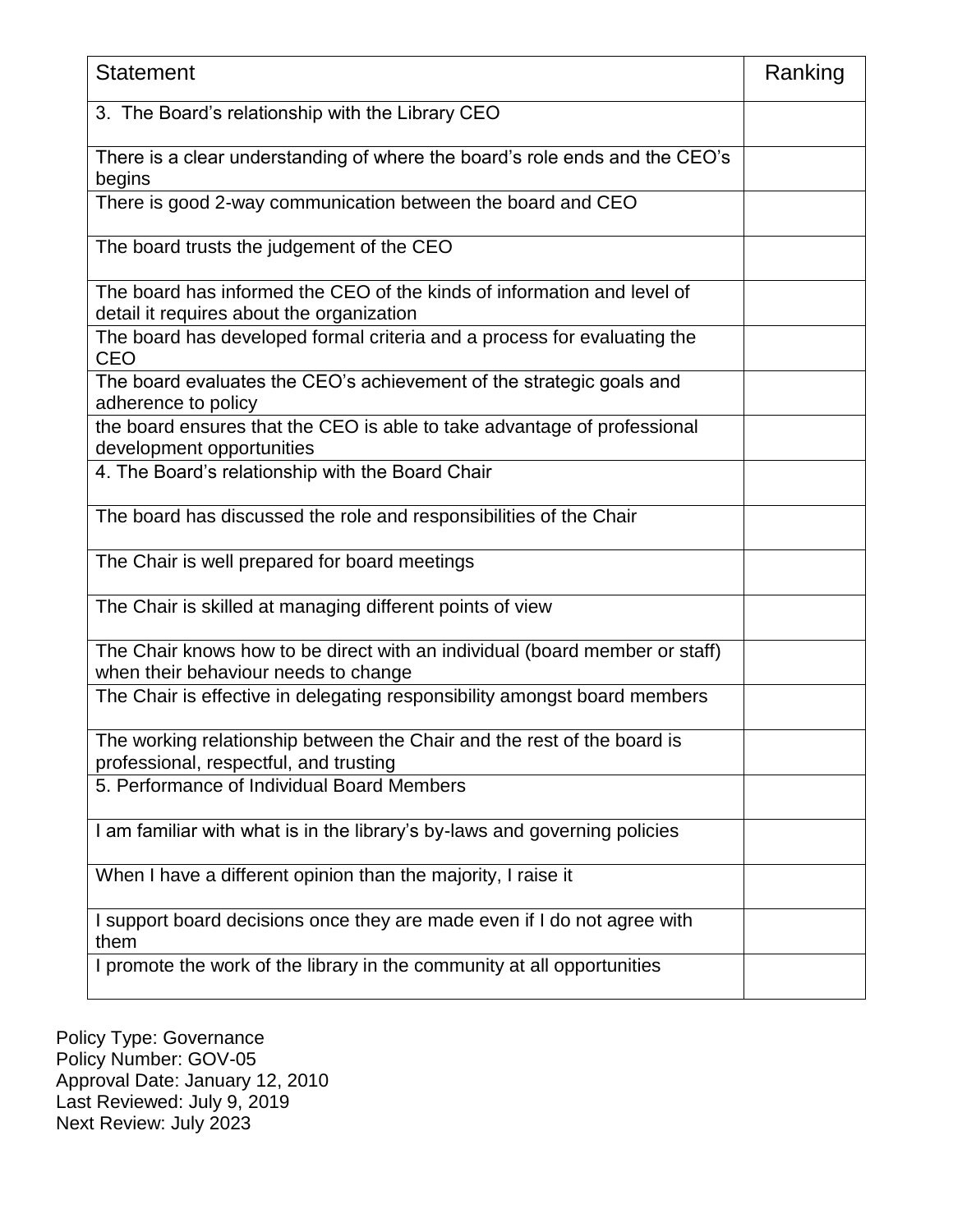| Statement | Ranking |
|---|---|
| 3. The Board's relationship with the Library CEO | |
| There is a clear understanding of where the board's role ends and the CEO's begins | |
| There is good 2-way communication between the board and CEO | |
| The board trusts the judgement of the CEO | |
| The board has informed the CEO of the kinds of information and level of detail it requires about the organization | |
| The board has developed formal criteria and a process for evaluating the CEO | |
| The board evaluates the CEO's achievement of the strategic goals and adherence to policy | |
| the board ensures that the CEO is able to take advantage of professional development opportunities | |
| 4. The Board's relationship with the Board Chair | |
| The board has discussed the role and responsibilities of the Chair | |
| The Chair is well prepared for board meetings | |
| The Chair is skilled at managing different points of view | |
| The Chair knows how to be direct with an individual (board member or staff) when their behaviour needs to change | |
| The Chair is effective in delegating responsibility amongst board members | |
| The working relationship between the Chair and the rest of the board is professional, respectful, and trusting | |
| 5. Performance of Individual Board Members | |
| I am familiar with what is in the library's by-laws and governing policies | |
| When I have a different opinion than the majority, I raise it | |
| I support board decisions once they are made even if I do not agree with them | |
| I promote the work of the library in the community at all opportunities | |

Policy Type: Governance
Policy Number: GOV-05
Approval Date: January 12, 2010
Last Reviewed: July 9, 2019
Next Review: July 2023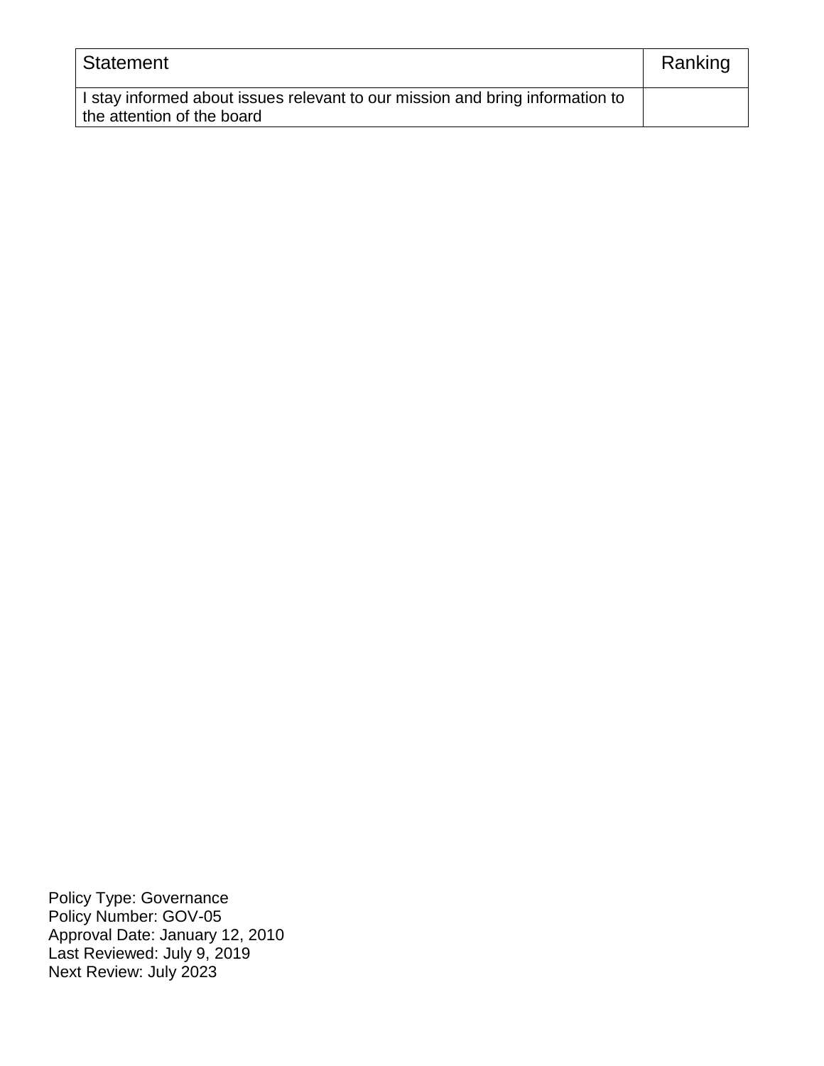| Statement | Ranking |
|---|---|
| I stay informed about issues relevant to our mission and bring information to the attention of the board | |

Policy Type: Governance
Policy Number: GOV-05
Approval Date: January 12, 2010
Last Reviewed: July 9, 2019
Next Review: July 2023